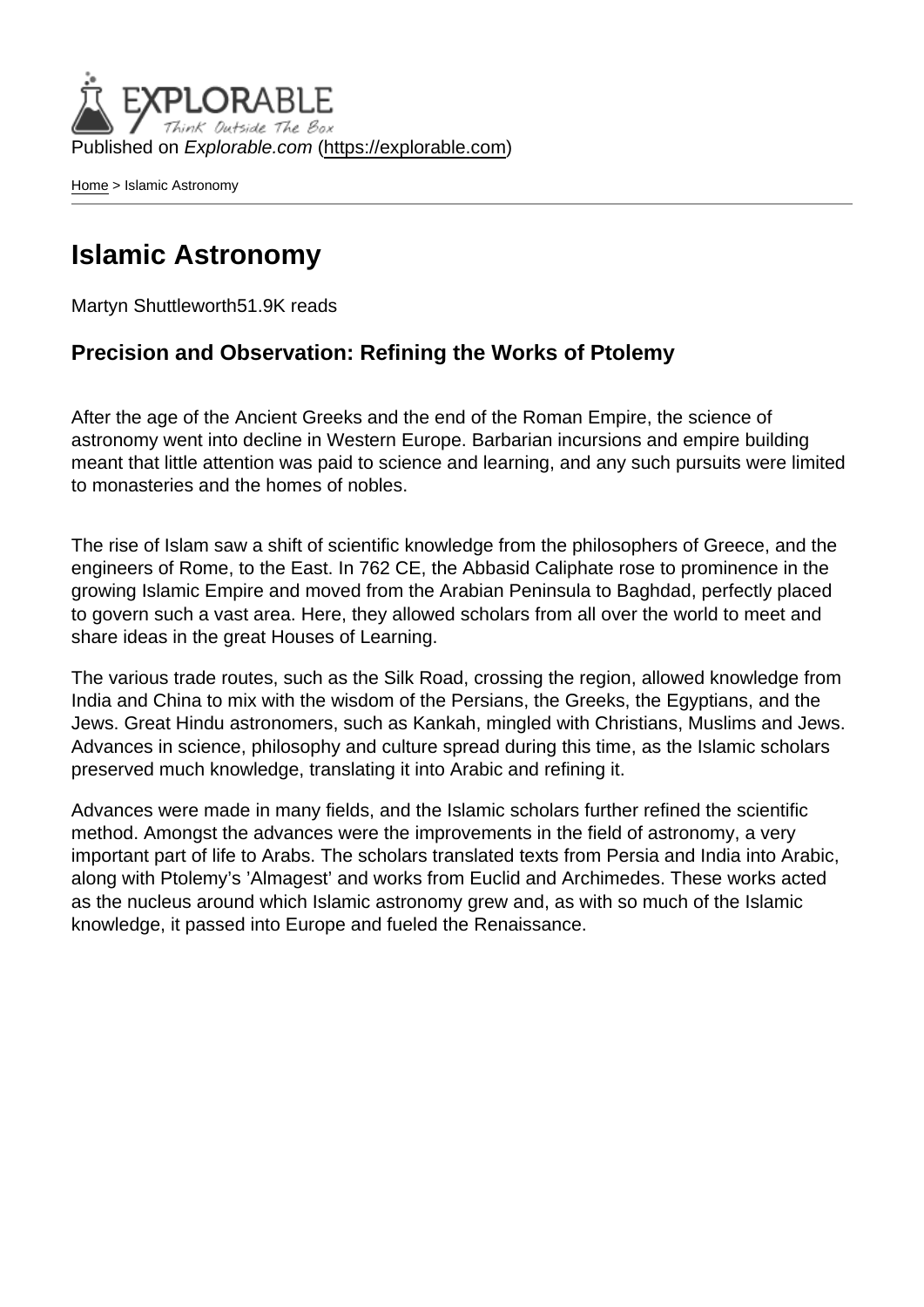Published on *Explorable.com* (https://explorable.com)

Home > Islamic Astronomy

# Islamic Astronomy

Martyn Shuttleworth51.9K reads

### Precision and Observation: Refining the Works of Ptolemy

After the age of the Ancient Greeks and the end of the Roman Empire, the science of astronomy went into decline in Western Europe. Barbarian incursions and empire building meant that little attention was paid to science and learning, and any such pursuits were limited to monasteries and the homes of nobles.

The rise of Islam saw a shift of scientific knowledge from the philosophers of Greece, and the engineers of Rome, to the East. In 762 CE, the Abbasid Caliphate rose to prominence in the growing Islamic Empire and moved from the Arabian Peninsula to Baghdad, perfectly placed to govern such a vast area. Here, they allowed scholars from all over the world to meet and share ideas in the great Houses of Learning.

The various trade routes, such as the Silk Road, crossing the region, allowed knowledge from India and China to mix with the wisdom of the Persians, the Greeks, the Egyptians, and the Jews. Great Hindu astronomers, such as Kankah, mingled with Christians, Muslims and Jews. Advances in science, philosophy and culture spread during this time, as the Islamic scholars preserved much knowledge, translating it into Arabic and refining it.

Advances were made in many fields, and the Islamic scholars further refined the scientific method. Amongst the advances were the improvements in the field of astronomy, a very important part of life to Arabs. The scholars translated texts from Persia and India into Arabic, along with Ptolemy's 'Almagest' and works from Euclid and Archimedes. These works acted as the nucleus around which Islamic astronomy grew and, as with so much of the Islamic knowledge, it passed into Europe and fueled the Renaissance.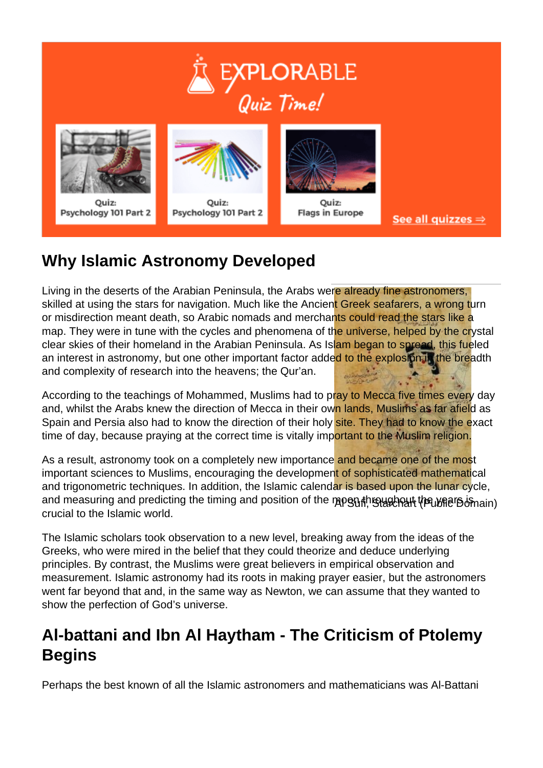## Why Islamic Astronomy Developed

Living in the deserts of the Arabian Peninsula, the Arabs were already fine astronomers, skilled at using the stars for navigation. Much like the Ancient Greek seafarers, a wrong turn or misdirection meant death, so Arabic nomads and merchants could read the stars like a map. They were in tune with the cycles and phenomena of the universe, helped by the crystal clear skies of their homeland in the Arabian Peninsula. As Islam began to spread, this fueled an interest in astronomy, but one other important factor added to the explosion in the breadth and complexity of research into the heavens; the Qur'an.

According to the teachings of Mohammed, Muslims had to pray to Mecca five times every day and, whilst the Arabs knew the direction of Mecca in their own lands, Muslims as far afield as Spain and Persia also had to know the direction of their holy site. They had to know the exact time of day, because praying at the correct time is vitally important to the Muslim religion.

As a result, astronomy took on a completely new importance and became one of the most important sciences to Muslims, encouraging the development of sophisticated mathematical and trigonometric techniques. In addition, the Islamic calendar is based upon the lunar cycle, and measuring and predicting the timing and position of the moon throughout the years is crucial to the Islamic world.

Al Sufi, Starchart (Public Domain)

The Islamic scholars took observation to a new level, breaking away from the ideas of the Greeks, who were mired in the belief that they could theorize and deduce underlying principles. By contrast, the Muslims were great believers in empirical observation and measurement. Islamic astronomy had its roots in making prayer easier, but the astronomers went far beyond that and, in the same way as Newton, we can assume that they wanted to show the perfection of God's universe.

## Al-battani and Ibn Al Haytham - The Criticism of Ptolemy Begins

Perhaps the best known of all the Islamic astronomers and mathematicians was Al-Battani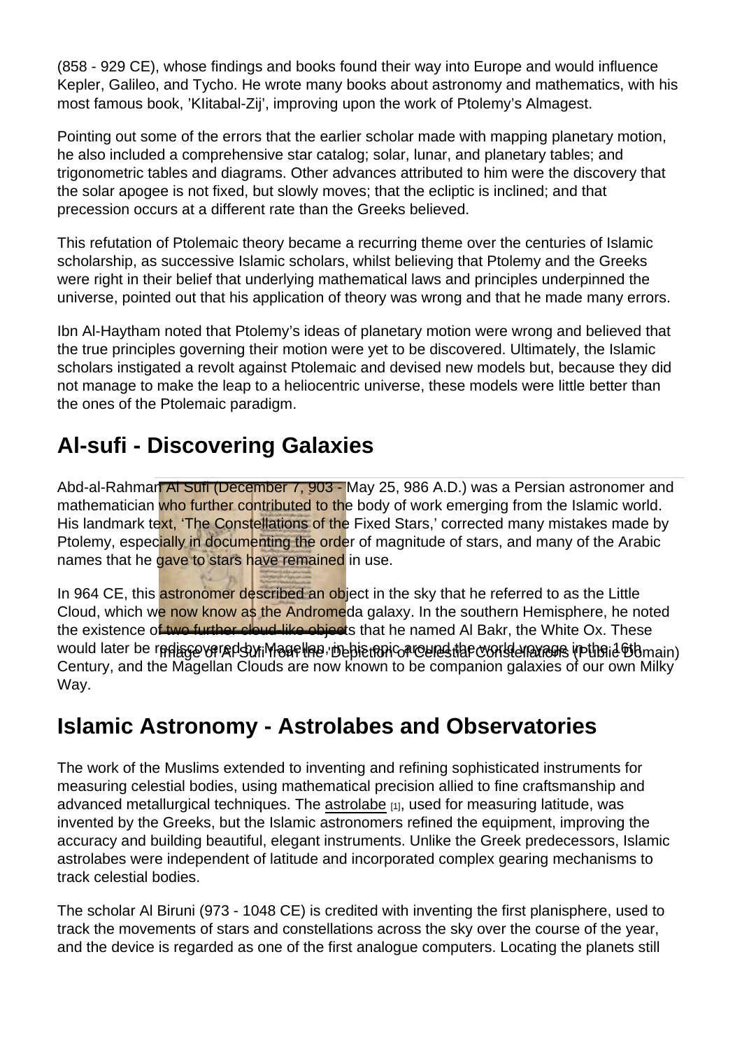(858 - 929 CE), whose findings and books found their way into Europe and would influence Kepler, Galileo, and Tycho. He wrote many books about astronomy and mathematics, with his most famous book, 'KItabal-Zij', improving upon the work of Ptolemy's Almagest.

Pointing out some of the errors that the earlier scholar made with mapping planetary motion, he also included a comprehensive star catalog; solar, lunar, and planetary tables; and trigonometric tables and diagrams. Other advances attributed to him were the discovery that the solar apogee is not fixed, but slowly moves; that the ecliptic is inclined; and that precession occurs at a different rate than the Greeks believed.

This refutation of Ptolemaic theory became a recurring theme over the centuries of Islamic scholarship, as successive Islamic scholars, whilst believing that Ptolemy and the Greeks were right in their belief that underlying mathematical laws and principles underpinned the universe, pointed out that his application of theory was wrong and that he made many errors.

Ibn Al-Haytham noted that Ptolemy's ideas of planetary motion were wrong and believed that the true principles governing their motion were yet to be discovered. Ultimately, the Islamic scholars instigated a revolt against Ptolemaic and devised new models but, because they did not manage to make the leap to a heliocentric universe, these models were little better than the ones of the Ptolemaic paradigm.

## Al-sufi - Discovering Galaxies

Abd-al-Rahman Al Sufi (December 7, 903 - May 25, 986 A.D.) was a Persian astronomer and mathematician who further contributed to the body of work emerging from the Islamic world. His landmark text, 'The Constellations of the Fixed Stars,' corrected many mistakes made by Ptolemy, especially in documenting the order of magnitude of stars, and many of the Arabic names that he gave to stars have remained in use.

Image of Al-Sufi from the 'Depiction of Celestial Constellations' (Public Domain)

In 964 CE, this astronomer described an object in the sky that he referred to as the Little Cloud, which we now know as the Andromeda galaxy. In the southern Hemisphere, he noted the existence of two further cloud-like objects that he named Al Bakr, the White Ox. These would later be rediscovered by Magellan, in his epic around the world voyage in the 16th Century, and the Magellan Clouds are now known to be companion galaxies of our own Milky Way.

## Islamic Astronomy - Astrolabes and Observatories

The work of the Muslims extended to inventing and refining sophisticated instruments for measuring celestial bodies, using mathematical precision allied to fine craftsmanship and advanced metallurgical techniques. The astrolabe [1], used for measuring latitude, was invented by the Greeks, but the Islamic astronomers refined the equipment, improving the accuracy and building beautiful, elegant instruments. Unlike the Greek predecessors, Islamic astrolabes were independent of latitude and incorporated complex gearing mechanisms to track celestial bodies.

The scholar Al Biruni (973 - 1048 CE) is credited with inventing the first planisphere, used to track the movements of stars and constellations across the sky over the course of the year, and the device is regarded as one of the first analogue computers. Locating the planets still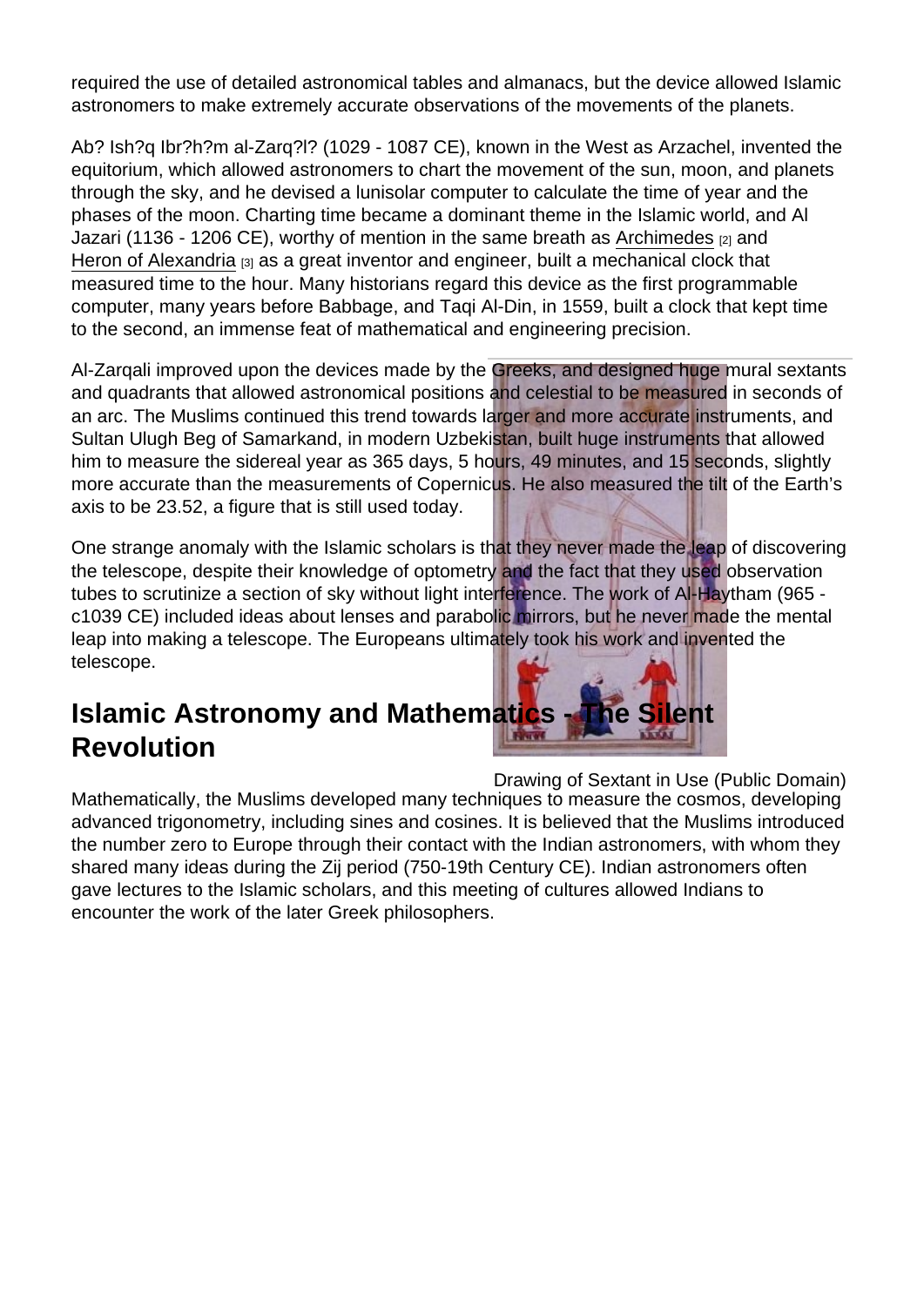required the use of detailed astronomical tables and almanacs, but the device allowed Islamic astronomers to make extremely accurate observations of the movements of the planets.

Ab? Ish?q Ibr?h?m al-Zarq?l? (1029 - 1087 CE), known in the West as Arzachel, invented the equitorium, which allowed astronomers to chart the movement of the sun, moon, and planets through the sky, and he devised a lunisolar computer to calculate the time of year and the phases of the moon. Charting time became a dominant theme in the Islamic world, and Al Jazari (1136 - 1206 CE), worthy of mention in the same breath as Archimedes [2] and Heron of Alexandria [3] as a great inventor and engineer, built a mechanical clock that measured time to the hour. Many historians regard this device as the first programmable computer, many years before Babbage, and Taqi Al-Din, in 1559, built a clock that kept time to the second, an immense feat of mathematical and engineering precision.

Al-Zarqali improved upon the devices made by the Greeks, and designed huge mural sextants and quadrants that allowed astronomical positions and celestial to be measured in seconds of an arc. The Muslims continued this trend towards larger and more accurate instruments, and Sultan Ulugh Beg of Samarkand, in modern Uzbekistan, built huge instruments that allowed him to measure the sidereal year as 365 days, 5 hours, 49 minutes, and 15 seconds, slightly more accurate than the measurements of Copernicus. He also measured the tilt of the Earth's axis to be 23.52, a figure that is still used today.

One strange anomaly with the Islamic scholars is that they never made the leap of discovering the telescope, despite their knowledge of optometry and the fact that they used observation tubes to scrutinize a section of sky without light interference. The work of Al-Haytham (965 - c1039 CE) included ideas about lenses and parabolic mirrors, but he never made the mental leap into making a telescope. The Europeans ultimately took his work and invented the telescope.

Drawing of Sextant in Use (Public Domain)

## Islamic Astronomy and Mathematics - The Silent Revolution

Mathematically, the Muslims developed many techniques to measure the cosmos, developing advanced trigonometry, including sines and cosines. It is believed that the Muslims introduced the number zero to Europe through their contact with the Indian astronomers, with whom they shared many ideas during the Zij period (750-19th Century CE). Indian astronomers often gave lectures to the Islamic scholars, and this meeting of cultures allowed Indians to encounter the work of the later Greek philosophers.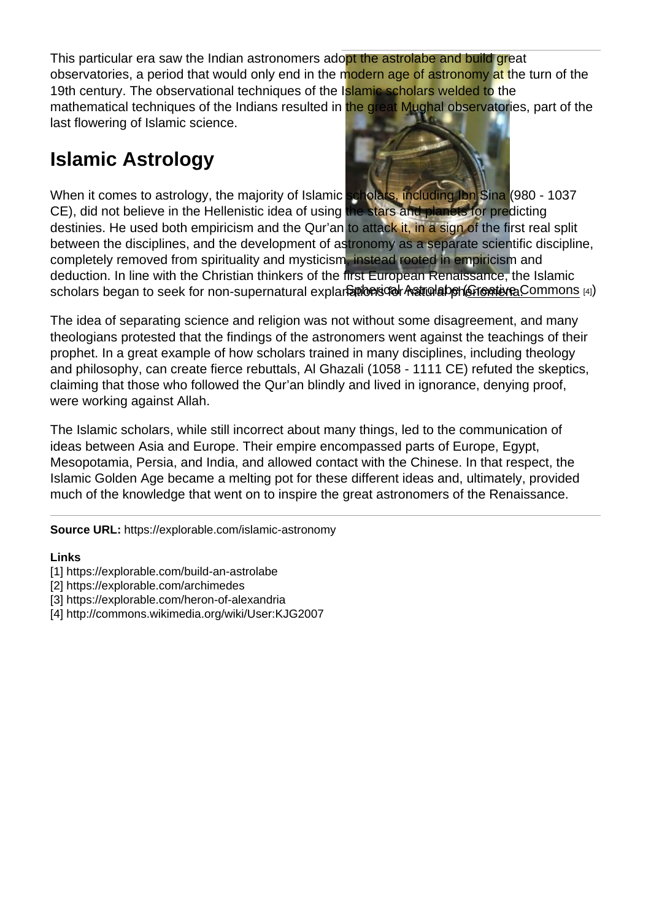This particular era saw the Indian astronomers adopt the astrolabe and build great observatories, a period that would only end in the modern age of astronomy at the turn of the 19th century. The observational techniques of the Islamic scholars welded to the mathematical techniques of the Indians resulted in the great Mughal observatories, part of the last flowering of Islamic science.

## Islamic Astrology

When it comes to astrology, the majority of Islamic scholars, including Ibn Sina (980 - 1037 CE), did not believe in the Hellenistic idea of using the stars and planets for predicting destinies. He used both empiricism and the Qur'an to attack it, in a sign of the first real split between the disciplines, and the development of astronomy as a separate scientific discipline, completely removed from spirituality and mysticism, instead rooted in empiricism and deduction. In line with the Christian thinkers of the first European Renaissance, the Islamic scholars began to seek for non-supernatural explanations for natural phenomena.

Spherical Astrolabe (Creative Commons [4])

The idea of separating science and religion was not without some disagreement, and many theologians protested that the findings of the astronomers went against the teachings of their prophet. In a great example of how scholars trained in many disciplines, including theology and philosophy, can create fierce rebuttals, Al Ghazali (1058 - 1111 CE) refuted the skeptics, claiming that those who followed the Qur'an blindly and lived in ignorance, denying proof, were working against Allah.

The Islamic scholars, while still incorrect about many things, led to the communication of ideas between Asia and Europe. Their empire encompassed parts of Europe, Egypt, Mesopotamia, Persia, and India, and allowed contact with the Chinese. In that respect, the Islamic Golden Age became a melting pot for these different ideas and, ultimately, provided much of the knowledge that went on to inspire the great astronomers of the Renaissance.

---

**Source URL:** https://explorable.com/islamic-astronomy

**Links**

[1] https://explorable.com/build-an-astrolabe
[2] https://explorable.com/archimedes
[3] https://explorable.com/heron-of-alexandria
[4] http://commons.wikimedia.org/wiki/User:KJG2007